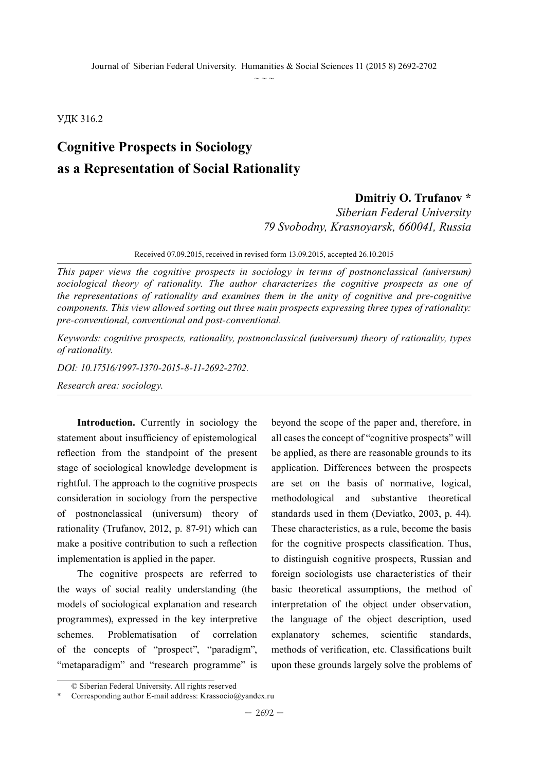УДК 316.2

# Cognitive Prospects in Sociology as a Representation of Social Rationality

**Dmitriy O. Trufanov \***

*Siberian Federal University*
*79 Svobodny, Krasnoyarsk, 660041, Russia*

Received 07.09.2015, received in revised form 13.09.2015, accepted 26.10.2015

*This paper views the cognitive prospects in sociology in terms of postnonclassical (universum) sociological theory of rationality. The author characterizes the cognitive prospects as one of the representations of rationality and examines them in the unity of cognitive and pre-cognitive components. This view allowed sorting out three main prospects expressing three types of rationality: pre-conventional, conventional and post-conventional.*

*Keywords: cognitive prospects, rationality, postnonclassical (universum) theory of rationality, types of rationality.*

*DOI: 10.17516/1997-1370-2015-8-11-2692-2702.*

*Research area: sociology.*

**Introduction.** Currently in sociology the statement about insufficiency of epistemological reflection from the standpoint of the present stage of sociological knowledge development is rightful. The approach to the cognitive prospects consideration in sociology from the perspective of postnonclassical (universum) theory of rationality (Trufanov, 2012, p. 87-91) which can make a positive contribution to such a reflection implementation is applied in the paper.

The cognitive prospects are referred to the ways of social reality understanding (the models of sociological explanation and research programmes), expressed in the key interpretive schemes. Problematisation of correlation of the concepts of "prospect", "paradigm", "metaparadigm" and "research programme" is beyond the scope of the paper and, therefore, in all cases the concept of "cognitive prospects" will be applied, as there are reasonable grounds to its application. Differences between the prospects are set on the basis of normative, logical, methodological and substantive theoretical standards used in them (Deviatko, 2003, p. 44). These characteristics, as a rule, become the basis for the cognitive prospects classification. Thus, to distinguish cognitive prospects, Russian and foreign sociologists use characteristics of their basic theoretical assumptions, the method of interpretation of the object under observation, the language of the object description, used explanatory schemes, scientific standards, methods of verification, etc. Classifications built upon these grounds largely solve the problems of

© Siberian Federal University. All rights reserved

\* Corresponding author E-mail address: Krassocio@yandex.ru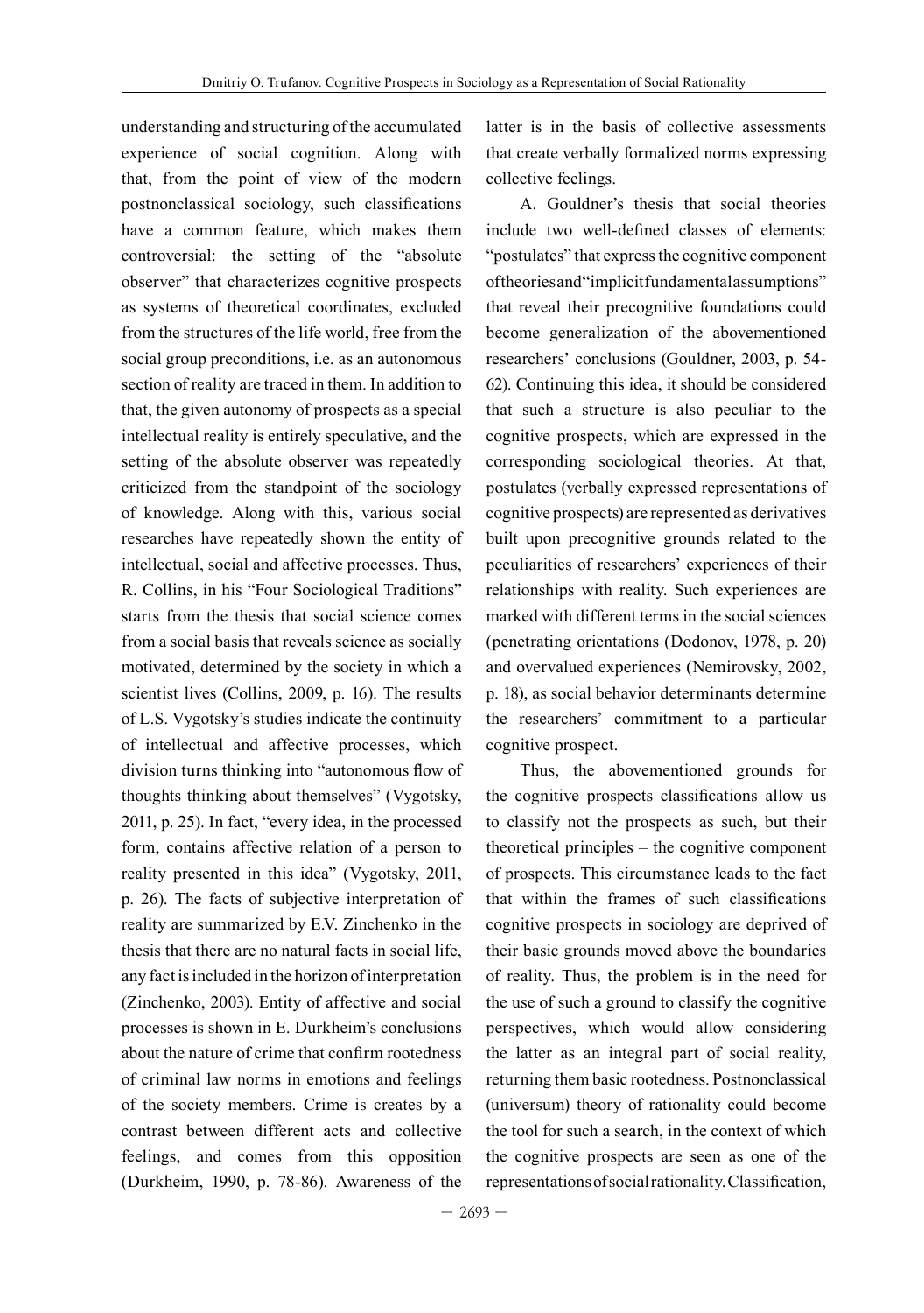understanding and structuring of the accumulated experience of social cognition. Along with that, from the point of view of the modern postnonclassical sociology, such classifications have a common feature, which makes them controversial: the setting of the "absolute observer" that characterizes cognitive prospects as systems of theoretical coordinates, excluded from the structures of the life world, free from the social group preconditions, i.e. as an autonomous section of reality are traced in them. In addition to that, the given autonomy of prospects as a special intellectual reality is entirely speculative, and the setting of the absolute observer was repeatedly criticized from the standpoint of the sociology of knowledge. Along with this, various social researches have repeatedly shown the entity of intellectual, social and affective processes. Thus, R. Collins, in his "Four Sociological Traditions" starts from the thesis that social science comes from a social basis that reveals science as socially motivated, determined by the society in which a scientist lives (Collins, 2009, p. 16). The results of L.S. Vygotsky's studies indicate the continuity of intellectual and affective processes, which division turns thinking into "autonomous flow of thoughts thinking about themselves" (Vygotsky, 2011, p. 25). In fact, "every idea, in the processed form, contains affective relation of a person to reality presented in this idea" (Vygotsky, 2011, p. 26). The facts of subjective interpretation of reality are summarized by E.V. Zinchenko in the thesis that there are no natural facts in social life, any fact is included in the horizon of interpretation (Zinchenko, 2003). Entity of affective and social processes is shown in E. Durkheim's conclusions about the nature of crime that confirm rootedness of criminal law norms in emotions and feelings of the society members. Crime is creates by a contrast between different acts and collective feelings, and comes from this opposition (Durkheim, 1990, p. 78-86). Awareness of the latter is in the basis of collective assessments that create verbally formalized norms expressing collective feelings.

A. Gouldner's thesis that social theories include two well-defined classes of elements: "postulates" that express the cognitive component of theories and "implicit fundamental assumptions" that reveal their precognitive foundations could become generalization of the abovementioned researchers' conclusions (Gouldner, 2003, p. 54-62). Continuing this idea, it should be considered that such a structure is also peculiar to the cognitive prospects, which are expressed in the corresponding sociological theories. At that, postulates (verbally expressed representations of cognitive prospects) are represented as derivatives built upon precognitive grounds related to the peculiarities of researchers' experiences of their relationships with reality. Such experiences are marked with different terms in the social sciences (penetrating orientations (Dodonov, 1978, p. 20) and overvalued experiences (Nemirovsky, 2002, p. 18), as social behavior determinants determine the researchers' commitment to a particular cognitive prospect.

Thus, the abovementioned grounds for the cognitive prospects classifications allow us to classify not the prospects as such, but their theoretical principles – the cognitive component of prospects. This circumstance leads to the fact that within the frames of such classifications cognitive prospects in sociology are deprived of their basic grounds moved above the boundaries of reality. Thus, the problem is in the need for the use of such a ground to classify the cognitive perspectives, which would allow considering the latter as an integral part of social reality, returning them basic rootedness. Postnonclassical (universum) theory of rationality could become the tool for such a search, in the context of which the cognitive prospects are seen as one of the representations of social rationality. Classification,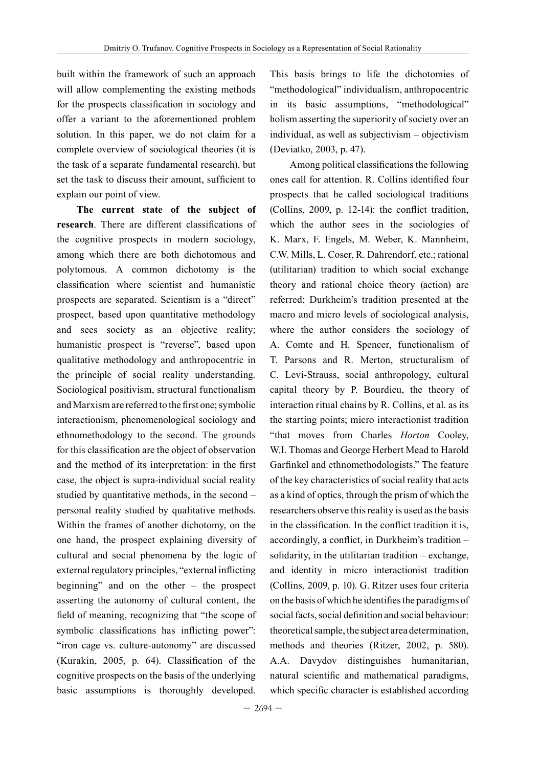built within the framework of such an approach will allow complementing the existing methods for the prospects classification in sociology and offer a variant to the aforementioned problem solution. In this paper, we do not claim for a complete overview of sociological theories (it is the task of a separate fundamental research), but set the task to discuss their amount, sufficient to explain our point of view.

**The current state of the subject of research**. There are different classifications of the cognitive prospects in modern sociology, among which there are both dichotomous and polytomous. A common dichotomy is the classification where scientist and humanistic prospects are separated. Scientism is a "direct" prospect, based upon quantitative methodology and sees society as an objective reality; humanistic prospect is "reverse", based upon qualitative methodology and anthropocentric in the principle of social reality understanding. Sociological positivism, structural functionalism and Marxism are referred to the first one; symbolic interactionism, phenomenological sociology and ethnomethodology to the second. The grounds for this classification are the object of observation and the method of its interpretation: in the first case, the object is supra-individual social reality studied by quantitative methods, in the second – personal reality studied by qualitative methods. Within the frames of another dichotomy, on the one hand, the prospect explaining diversity of cultural and social phenomena by the logic of external regulatory principles, "external inflicting beginning" and on the other – the prospect asserting the autonomy of cultural content, the field of meaning, recognizing that "the scope of symbolic classifications has inflicting power": "iron cage vs. culture-autonomy" are discussed (Kurakin, 2005, p. 64). Classification of the cognitive prospects on the basis of the underlying basic assumptions is thoroughly developed. This basis brings to life the dichotomies of "methodological" individualism, anthropocentric in its basic assumptions, "methodological" holism asserting the superiority of society over an individual, as well as subjectivism – objectivism (Deviatko, 2003, p. 47).

Among political classifications the following ones call for attention. R. Collins identified four prospects that he called sociological traditions (Collins, 2009, p. 12-14): the conflict tradition, which the author sees in the sociologies of K. Marx, F. Engels, M. Weber, K. Mannheim, C.W. Mills, L. Coser, R. Dahrendorf, etc.; rational (utilitarian) tradition to which social exchange theory and rational choice theory (action) are referred; Durkheim's tradition presented at the macro and micro levels of sociological analysis, where the author considers the sociology of A. Comte and H. Spencer, functionalism of T. Parsons and R. Merton, structuralism of C. Levi-Strauss, social anthropology, cultural capital theory by P. Bourdieu, the theory of interaction ritual chains by R. Collins, et al. as its the starting points; micro interactionist tradition "that moves from Charles *Horton* Cooley, W.I. Thomas and George Herbert Mead to Harold Garfinkel and ethnomethodologists." The feature of the key characteristics of social reality that acts as a kind of optics, through the prism of which the researchers observe this reality is used as the basis in the classification. In the conflict tradition it is, accordingly, a conflict, in Durkheim's tradition – solidarity, in the utilitarian tradition – exchange, and identity in micro interactionist tradition (Collins, 2009, p. 10). G. Ritzer uses four criteria on the basis of which he identifies the paradigms of social facts, social definition and social behaviour: theoretical sample, the subject area determination, methods and theories (Ritzer, 2002, p. 580). A.A. Davydov distinguishes humanitarian, natural scientific and mathematical paradigms, which specific character is established according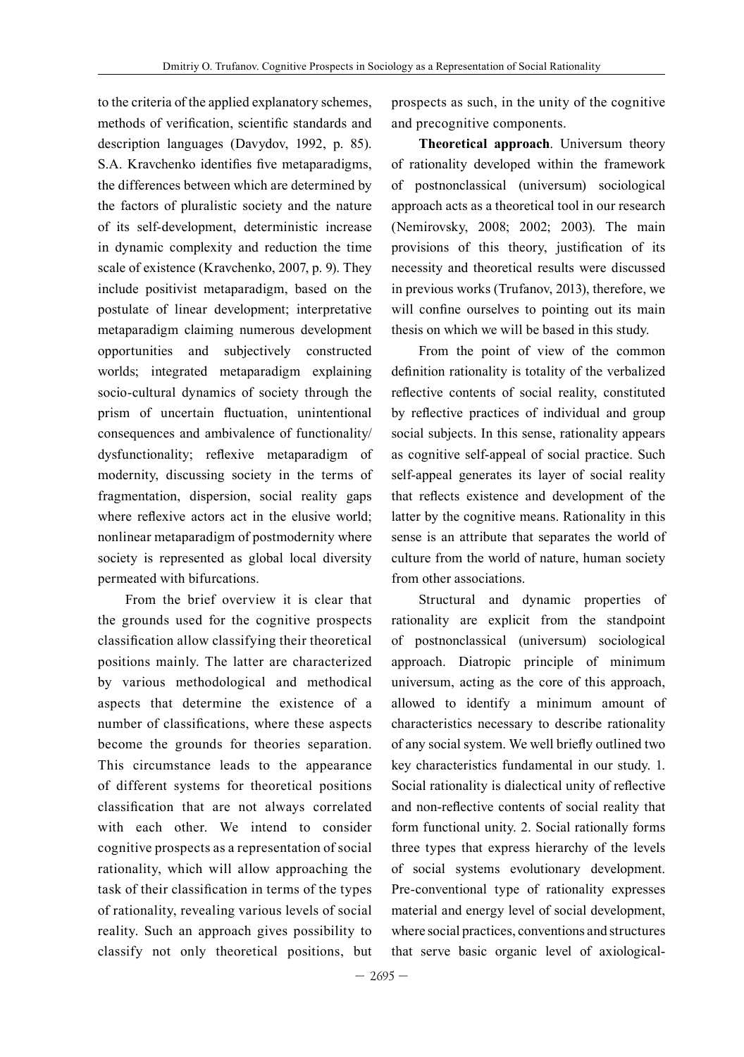to the criteria of the applied explanatory schemes, methods of verification, scientific standards and description languages (Davydov, 1992, p. 85). S.A. Kravchenko identifies five metaparadigms, the differences between which are determined by the factors of pluralistic society and the nature of its self-development, deterministic increase in dynamic complexity and reduction the time scale of existence (Kravchenko, 2007, p. 9). They include positivist metaparadigm, based on the postulate of linear development; interpretative metaparadigm claiming numerous development opportunities and subjectively constructed worlds; integrated metaparadigm explaining socio-cultural dynamics of society through the prism of uncertain fluctuation, unintentional consequences and ambivalence of functionality/dysfunctionality; reflexive metaparadigm of modernity, discussing society in the terms of fragmentation, dispersion, social reality gaps where reflexive actors act in the elusive world; nonlinear metaparadigm of postmodernity where society is represented as global local diversity permeated with bifurcations.

From the brief overview it is clear that the grounds used for the cognitive prospects classification allow classifying their theoretical positions mainly. The latter are characterized by various methodological and methodical aspects that determine the existence of a number of classifications, where these aspects become the grounds for theories separation. This circumstance leads to the appearance of different systems for theoretical positions classification that are not always correlated with each other. We intend to consider cognitive prospects as a representation of social rationality, which will allow approaching the task of their classification in terms of the types of rationality, revealing various levels of social reality. Such an approach gives possibility to classify not only theoretical positions, but prospects as such, in the unity of the cognitive and precognitive components.

**Theoretical approach**. Universum theory of rationality developed within the framework of postnonclassical (universum) sociological approach acts as a theoretical tool in our research (Nemirovsky, 2008; 2002; 2003). The main provisions of this theory, justification of its necessity and theoretical results were discussed in previous works (Trufanov, 2013), therefore, we will confine ourselves to pointing out its main thesis on which we will be based in this study.

From the point of view of the common definition rationality is totality of the verbalized reflective contents of social reality, constituted by reflective practices of individual and group social subjects. In this sense, rationality appears as cognitive self-appeal of social practice. Such self-appeal generates its layer of social reality that reflects existence and development of the latter by the cognitive means. Rationality in this sense is an attribute that separates the world of culture from the world of nature, human society from other associations.

Structural and dynamic properties of rationality are explicit from the standpoint of postnonclassical (universum) sociological approach. Diatropic principle of minimum universum, acting as the core of this approach, allowed to identify a minimum amount of characteristics necessary to describe rationality of any social system. We well briefly outlined two key characteristics fundamental in our study. 1. Social rationality is dialectical unity of reflective and non-reflective contents of social reality that form functional unity. 2. Social rationally forms three types that express hierarchy of the levels of social systems evolutionary development. Pre-conventional type of rationality expresses material and energy level of social development, where social practices, conventions and structures that serve basic organic level of axiological-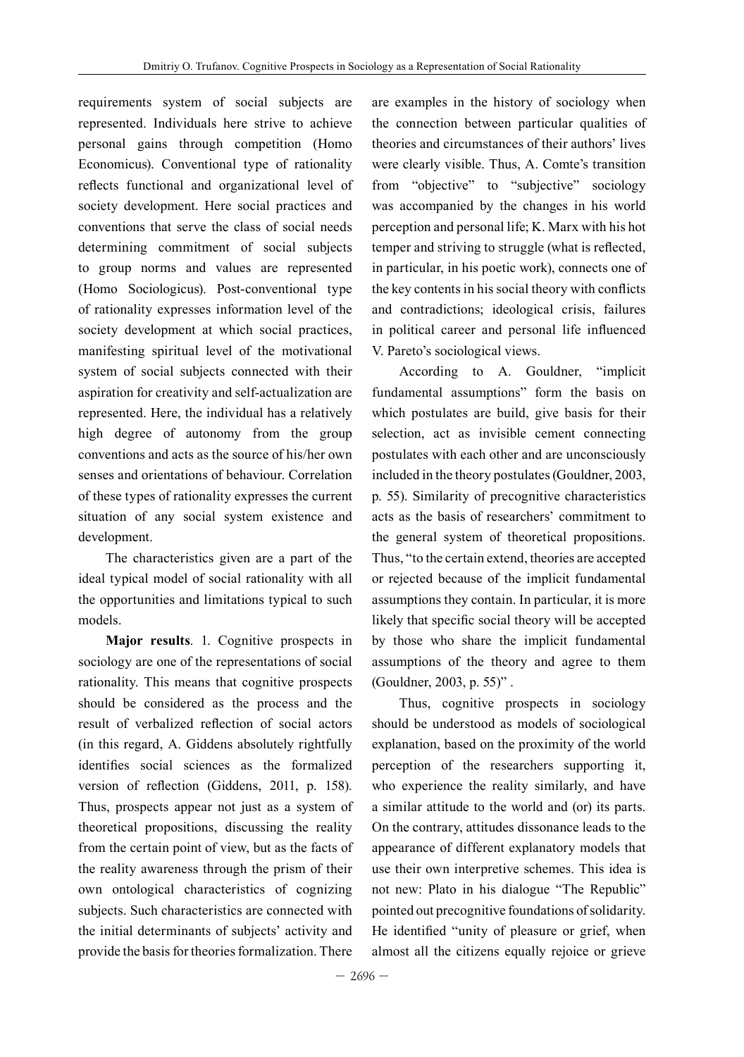requirements system of social subjects are represented. Individuals here strive to achieve personal gains through competition (Homo Economicus). Conventional type of rationality reflects functional and organizational level of society development. Here social practices and conventions that serve the class of social needs determining commitment of social subjects to group norms and values are represented (Homo Sociologicus). Post-conventional type of rationality expresses information level of the society development at which social practices, manifesting spiritual level of the motivational system of social subjects connected with their aspiration for creativity and self-actualization are represented. Here, the individual has a relatively high degree of autonomy from the group conventions and acts as the source of his/her own senses and orientations of behaviour. Correlation of these types of rationality expresses the current situation of any social system existence and development.

The characteristics given are a part of the ideal typical model of social rationality with all the opportunities and limitations typical to such models.

**Major results**. 1. Cognitive prospects in sociology are one of the representations of social rationality. This means that cognitive prospects should be considered as the process and the result of verbalized reflection of social actors (in this regard, A. Giddens absolutely rightfully identifies social sciences as the formalized version of reflection (Giddens, 2011, p. 158). Thus, prospects appear not just as a system of theoretical propositions, discussing the reality from the certain point of view, but as the facts of the reality awareness through the prism of their own ontological characteristics of cognizing subjects. Such characteristics are connected with the initial determinants of subjects' activity and provide the basis for theories formalization. There are examples in the history of sociology when the connection between particular qualities of theories and circumstances of their authors' lives were clearly visible. Thus, A. Comte's transition from "objective" to "subjective" sociology was accompanied by the changes in his world perception and personal life; K. Marx with his hot temper and striving to struggle (what is reflected, in particular, in his poetic work), connects one of the key contents in his social theory with conflicts and contradictions; ideological crisis, failures in political career and personal life influenced V. Pareto's sociological views.

According to A. Gouldner, "implicit fundamental assumptions" form the basis on which postulates are build, give basis for their selection, act as invisible cement connecting postulates with each other and are unconsciously included in the theory postulates (Gouldner, 2003, p. 55). Similarity of precognitive characteristics acts as the basis of researchers' commitment to the general system of theoretical propositions. Thus, "to the certain extend, theories are accepted or rejected because of the implicit fundamental assumptions they contain. In particular, it is more likely that specific social theory will be accepted by those who share the implicit fundamental assumptions of the theory and agree to them (Gouldner, 2003, p. 55)" .

Thus, cognitive prospects in sociology should be understood as models of sociological explanation, based on the proximity of the world perception of the researchers supporting it, who experience the reality similarly, and have a similar attitude to the world and (or) its parts. On the contrary, attitudes dissonance leads to the appearance of different explanatory models that use their own interpretive schemes. This idea is not new: Plato in his dialogue "The Republic" pointed out precognitive foundations of solidarity. He identified "unity of pleasure or grief, when almost all the citizens equally rejoice or grieve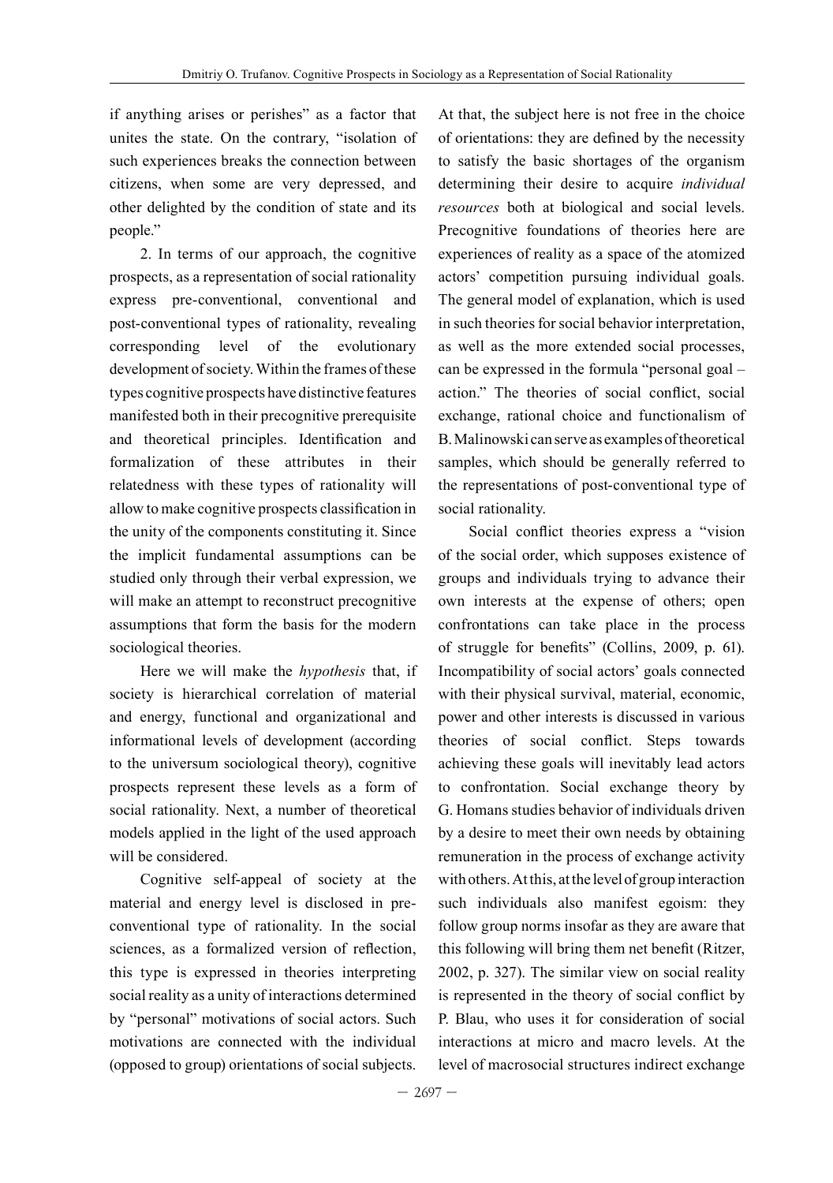if anything arises or perishes" as a factor that unites the state. On the contrary, "isolation of such experiences breaks the connection between citizens, when some are very depressed, and other delighted by the condition of state and its people."

2. In terms of our approach, the cognitive prospects, as a representation of social rationality express pre-conventional, conventional and post-conventional types of rationality, revealing corresponding level of the evolutionary development of society. Within the frames of these types cognitive prospects have distinctive features manifested both in their precognitive prerequisite and theoretical principles. Identification and formalization of these attributes in their relatedness with these types of rationality will allow to make cognitive prospects classification in the unity of the components constituting it. Since the implicit fundamental assumptions can be studied only through their verbal expression, we will make an attempt to reconstruct precognitive assumptions that form the basis for the modern sociological theories.

Here we will make the *hypothesis* that, if society is hierarchical correlation of material and energy, functional and organizational and informational levels of development (according to the universum sociological theory), cognitive prospects represent these levels as a form of social rationality. Next, a number of theoretical models applied in the light of the used approach will be considered.

Cognitive self-appeal of society at the material and energy level is disclosed in pre-conventional type of rationality. In the social sciences, as a formalized version of reflection, this type is expressed in theories interpreting social reality as a unity of interactions determined by "personal" motivations of social actors. Such motivations are connected with the individual (opposed to group) orientations of social subjects. At that, the subject here is not free in the choice of orientations: they are defined by the necessity to satisfy the basic shortages of the organism determining their desire to acquire *individual resources* both at biological and social levels. Precognitive foundations of theories here are experiences of reality as a space of the atomized actors' competition pursuing individual goals. The general model of explanation, which is used in such theories for social behavior interpretation, as well as the more extended social processes, can be expressed in the formula "personal goal – action." The theories of social conflict, social exchange, rational choice and functionalism of B. Malinowski can serve as examples of theoretical samples, which should be generally referred to the representations of post-conventional type of social rationality.

Social conflict theories express a "vision of the social order, which supposes existence of groups and individuals trying to advance their own interests at the expense of others; open confrontations can take place in the process of struggle for benefits" (Collins, 2009, p. 61). Incompatibility of social actors' goals connected with their physical survival, material, economic, power and other interests is discussed in various theories of social conflict. Steps towards achieving these goals will inevitably lead actors to confrontation. Social exchange theory by G. Homans studies behavior of individuals driven by a desire to meet their own needs by obtaining remuneration in the process of exchange activity with others. At this, at the level of group interaction such individuals also manifest egoism: they follow group norms insofar as they are aware that this following will bring them net benefit (Ritzer, 2002, p. 327). The similar view on social reality is represented in the theory of social conflict by P. Blau, who uses it for consideration of social interactions at micro and macro levels. At the level of macrosocial structures indirect exchange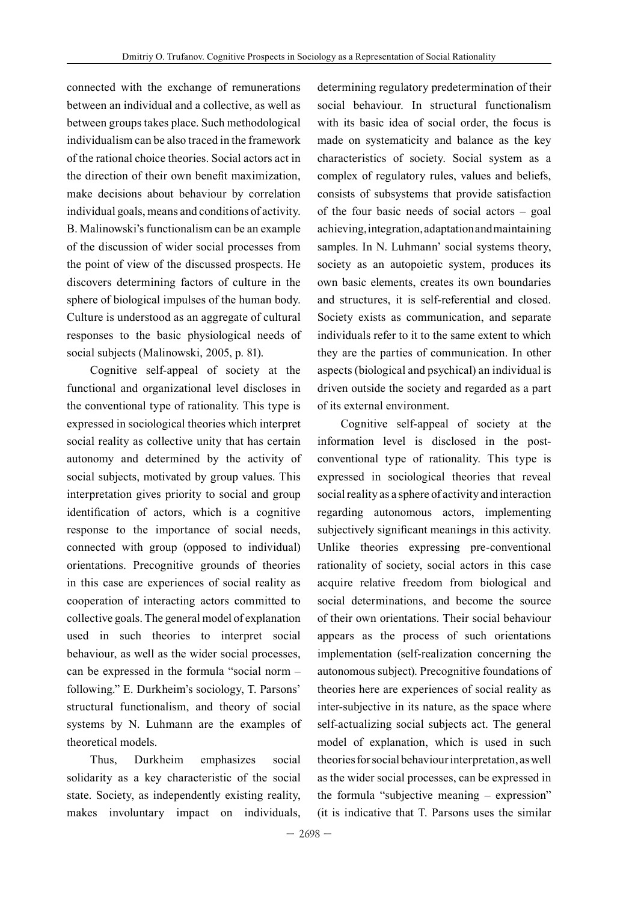connected with the exchange of remunerations between an individual and a collective, as well as between groups takes place. Such methodological individualism can be also traced in the framework of the rational choice theories. Social actors act in the direction of their own benefit maximization, make decisions about behaviour by correlation individual goals, means and conditions of activity. B. Malinowski's functionalism can be an example of the discussion of wider social processes from the point of view of the discussed prospects. He discovers determining factors of culture in the sphere of biological impulses of the human body. Culture is understood as an aggregate of cultural responses to the basic physiological needs of social subjects (Malinowski, 2005, p. 81).

Cognitive self-appeal of society at the functional and organizational level discloses in the conventional type of rationality. This type is expressed in sociological theories which interpret social reality as collective unity that has certain autonomy and determined by the activity of social subjects, motivated by group values. This interpretation gives priority to social and group identification of actors, which is a cognitive response to the importance of social needs, connected with group (opposed to individual) orientations. Precognitive grounds of theories in this case are experiences of social reality as cooperation of interacting actors committed to collective goals. The general model of explanation used in such theories to interpret social behaviour, as well as the wider social processes, can be expressed in the formula "social norm – following." E. Durkheim's sociology, T. Parsons' structural functionalism, and theory of social systems by N. Luhmann are the examples of theoretical models.

Thus, Durkheim emphasizes social solidarity as a key characteristic of the social state. Society, as independently existing reality, makes involuntary impact on individuals, determining regulatory predetermination of their social behaviour. In structural functionalism with its basic idea of social order, the focus is made on systematicity and balance as the key characteristics of society. Social system as a complex of regulatory rules, values and beliefs, consists of subsystems that provide satisfaction of the four basic needs of social actors – goal achieving, integration, adaptation and maintaining samples. In N. Luhmann' social systems theory, society as an autopoietic system, produces its own basic elements, creates its own boundaries and structures, it is self-referential and closed. Society exists as communication, and separate individuals refer to it to the same extent to which they are the parties of communication. In other aspects (biological and psychical) an individual is driven outside the society and regarded as a part of its external environment.

Cognitive self-appeal of society at the information level is disclosed in the post-conventional type of rationality. This type is expressed in sociological theories that reveal social reality as a sphere of activity and interaction regarding autonomous actors, implementing subjectively significant meanings in this activity. Unlike theories expressing pre-conventional rationality of society, social actors in this case acquire relative freedom from biological and social determinations, and become the source of their own orientations. Their social behaviour appears as the process of such orientations implementation (self-realization concerning the autonomous subject). Precognitive foundations of theories here are experiences of social reality as inter-subjective in its nature, as the space where self-actualizing social subjects act. The general model of explanation, which is used in such theories for social behaviour interpretation, as well as the wider social processes, can be expressed in the formula "subjective meaning – expression" (it is indicative that T. Parsons uses the similar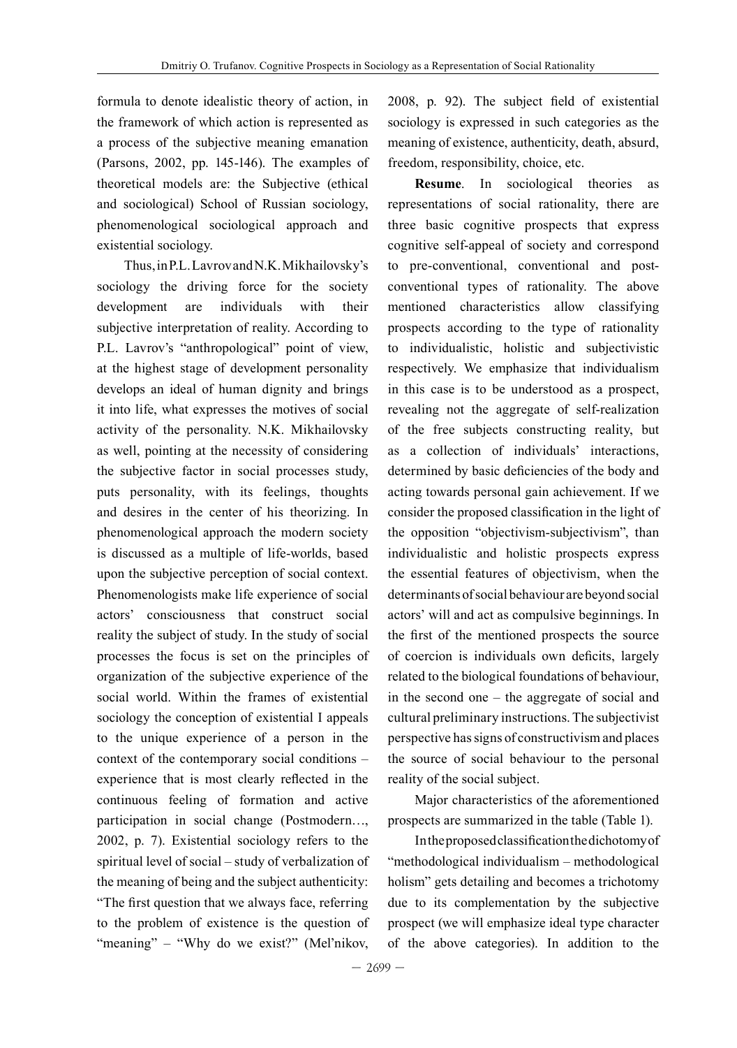formula to denote idealistic theory of action, in the framework of which action is represented as a process of the subjective meaning emanation (Parsons, 2002, pp. 145-146). The examples of theoretical models are: the Subjective (ethical and sociological) School of Russian sociology, phenomenological sociological approach and existential sociology.

Thus, in P.L. Lavrov and N.K. Mikhailovsky's sociology the driving force for the society development are individuals with their subjective interpretation of reality. According to P.L. Lavrov's "anthropological" point of view, at the highest stage of development personality develops an ideal of human dignity and brings it into life, what expresses the motives of social activity of the personality. N.K. Mikhailovsky as well, pointing at the necessity of considering the subjective factor in social processes study, puts personality, with its feelings, thoughts and desires in the center of his theorizing. In phenomenological approach the modern society is discussed as a multiple of life-worlds, based upon the subjective perception of social context. Phenomenologists make life experience of social actors' consciousness that construct social reality the subject of study. In the study of social processes the focus is set on the principles of organization of the subjective experience of the social world. Within the frames of existential sociology the conception of existential I appeals to the unique experience of a person in the context of the contemporary social conditions – experience that is most clearly reflected in the continuous feeling of formation and active participation in social change (Postmodern…, 2002, p. 7). Existential sociology refers to the spiritual level of social – study of verbalization of the meaning of being and the subject authenticity: "The first question that we always face, referring to the problem of existence is the question of "meaning" – "Why do we exist?" (Mel'nikov, 2008, p. 92). The subject field of existential sociology is expressed in such categories as the meaning of existence, authenticity, death, absurd, freedom, responsibility, choice, etc.

**Resume**. In sociological theories as representations of social rationality, there are three basic cognitive prospects that express cognitive self-appeal of society and correspond to pre-conventional, conventional and post-conventional types of rationality. The above mentioned characteristics allow classifying prospects according to the type of rationality to individualistic, holistic and subjectivistic respectively. We emphasize that individualism in this case is to be understood as a prospect, revealing not the aggregate of self-realization of the free subjects constructing reality, but as a collection of individuals' interactions, determined by basic deficiencies of the body and acting towards personal gain achievement. If we consider the proposed classification in the light of the opposition "objectivism-subjectivism", than individualistic and holistic prospects express the essential features of objectivism, when the determinants of social behaviour are beyond social actors' will and act as compulsive beginnings. In the first of the mentioned prospects the source of coercion is individuals own deficits, largely related to the biological foundations of behaviour, in the second one – the aggregate of social and cultural preliminary instructions. The subjectivist perspective has signs of constructivism and places the source of social behaviour to the personal reality of the social subject.

Major characteristics of the aforementioned prospects are summarized in the table (Table 1).

In the proposed classification the dichotomy of "methodological individualism – methodological holism" gets detailing and becomes a trichotomy due to its complementation by the subjective prospect (we will emphasize ideal type character of the above categories). In addition to the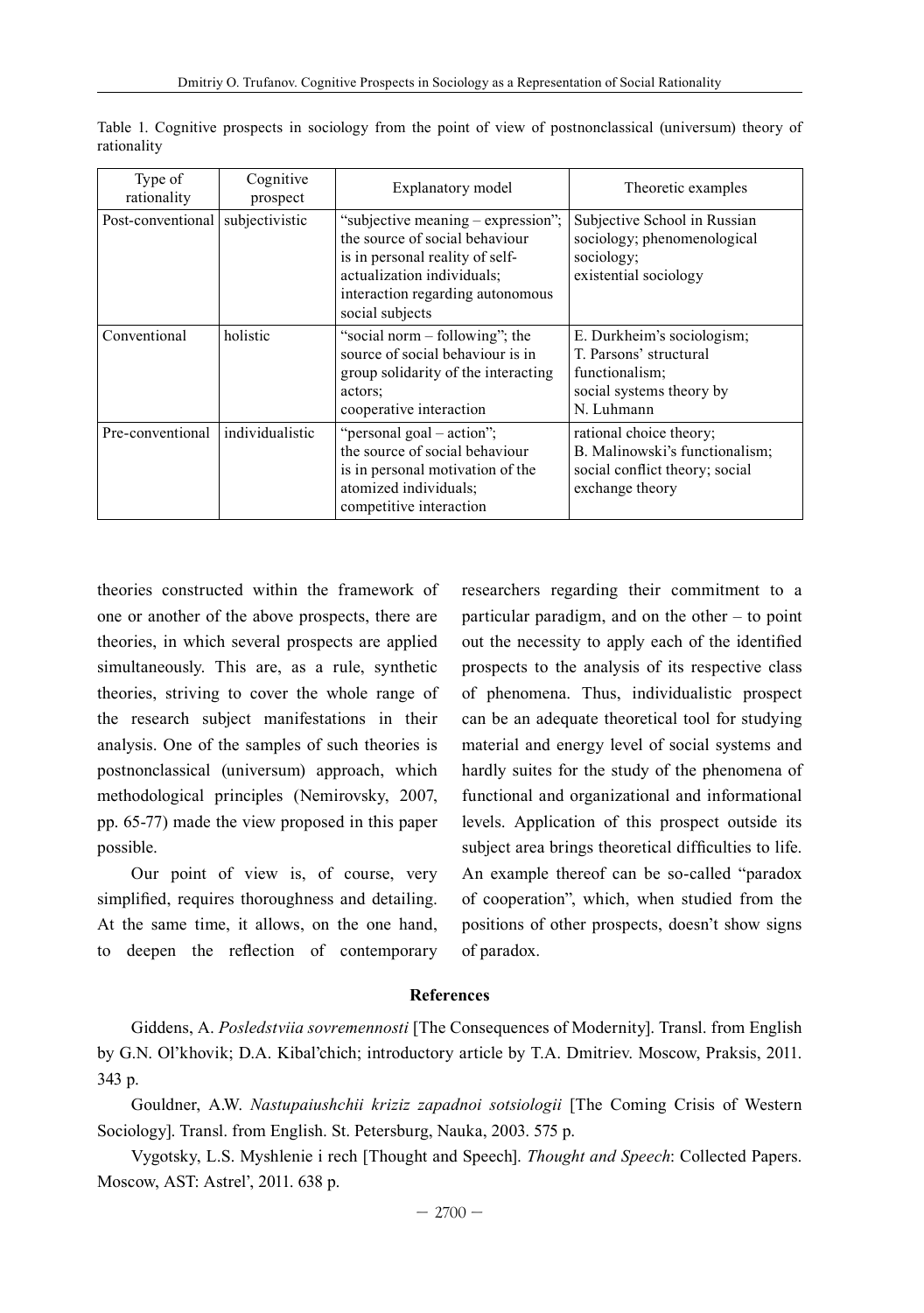Table 1. Cognitive prospects in sociology from the point of view of postnonclassical (universum) theory of rationality

| Type of rationality | Cognitive prospect | Explanatory model | Theoretic examples |
|---|---|---|---|
| Post-conventional | subjectivistic | "subjective meaning – expression"; the source of social behaviour is in personal reality of self-actualization individuals; interaction regarding autonomous social subjects | Subjective School in Russian sociology; phenomenological sociology; existential sociology |
| Conventional | holistic | "social norm – following"; the source of social behaviour is in group solidarity of the interacting actors; cooperative interaction | E. Durkheim's sociologism; T. Parsons' structural functionalism; social systems theory by N. Luhmann |
| Pre-conventional | individualistic | "personal goal – action"; the source of social behaviour is in personal motivation of the atomized individuals; competitive interaction | rational choice theory; B. Malinowski's functionalism; social conflict theory; social exchange theory |

theories constructed within the framework of one or another of the above prospects, there are theories, in which several prospects are applied simultaneously. This are, as a rule, synthetic theories, striving to cover the whole range of the research subject manifestations in their analysis. One of the samples of such theories is postnonclassical (universum) approach, which methodological principles (Nemirovsky, 2007, pp. 65-77) made the view proposed in this paper possible.

Our point of view is, of course, very simplified, requires thoroughness and detailing. At the same time, it allows, on the one hand, to deepen the reflection of contemporary researchers regarding their commitment to a particular paradigm, and on the other – to point out the necessity to apply each of the identified prospects to the analysis of its respective class of phenomena. Thus, individualistic prospect can be an adequate theoretical tool for studying material and energy level of social systems and hardly suites for the study of the phenomena of functional and organizational and informational levels. Application of this prospect outside its subject area brings theoretical difficulties to life. An example thereof can be so-called "paradox of cooperation", which, when studied from the positions of other prospects, doesn't show signs of paradox.

## References

Giddens, A. *Posledstviia sovremennosti* [The Consequences of Modernity]. Transl. from English by G.N. Ol'khovik; D.A. Kibal'chich; introductory article by T.A. Dmitriev. Moscow, Praksis, 2011. 343 p.

Gouldner, A.W. *Nastupaiushchii kriziz zapadnoi sotsiologii* [The Coming Crisis of Western Sociology]. Transl. from English. St. Petersburg, Nauka, 2003. 575 p.

Vygotsky, L.S. Myshlenie i rech [Thought and Speech]. *Thought and Speech*: Collected Papers. Moscow, AST: Astrel', 2011. 638 p.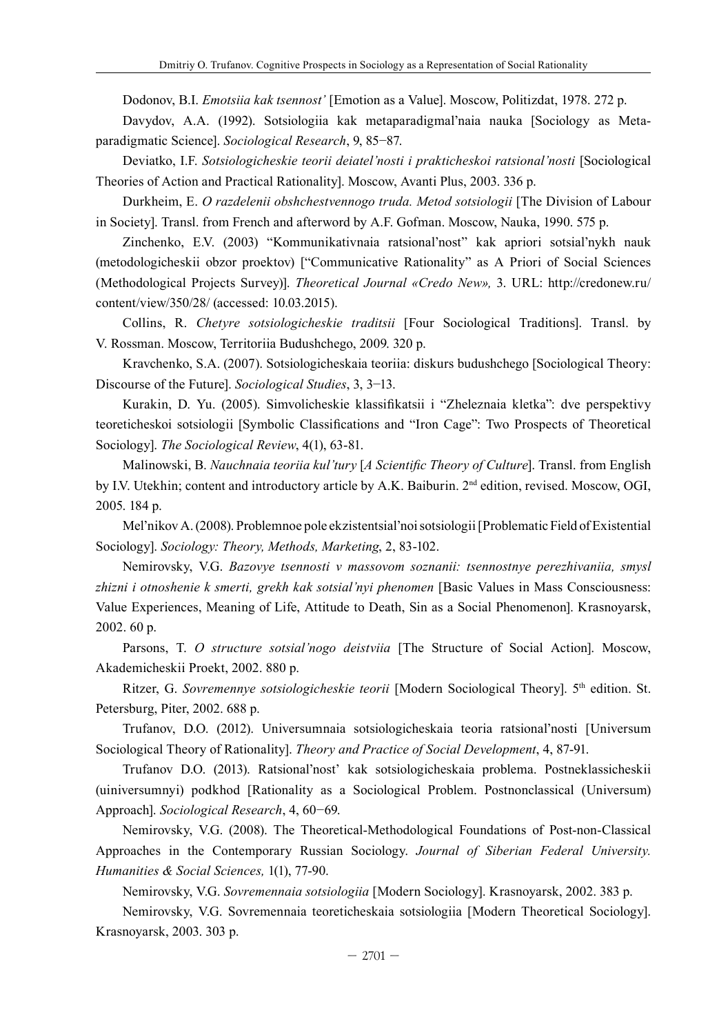Dodonov, B.I. *Emotsiia kak tsennost'* [Emotion as a Value]. Moscow, Politizdat, 1978. 272 p.

Davydov, A.A. (1992). Sotsiologiia kak metaparadigmal'naia nauka [Sociology as Meta-paradigmatic Science]. *Sociological Research*, 9, 85−87.

Deviatko, I.F. *Sotsiologicheskie teorii deiatel'nosti i prakticheskoi ratsional'nosti* [Sociological Theories of Action and Practical Rationality]. Moscow, Avanti Plus, 2003. 336 p.

Durkheim, E. *O razdelenii obshchestvennogo truda. Metod sotsiologii* [The Division of Labour in Society]. Transl. from French and afterword by A.F. Gofman. Moscow, Nauka, 1990. 575 p.

Zinchenko, E.V. (2003) "Kommunikativnaia ratsional'nost" kak apriori sotsial'nykh nauk (metodologicheskii obzor proektov) ["Communicative Rationality" as A Priori of Social Sciences (Methodological Projects Survey)]. *Theoretical Journal «Credo New»,* 3. URL: http://credonew.ru/content/view/350/28/ (accessed: 10.03.2015).

Collins, R. *Chetyre sotsiologicheskie traditsii* [Four Sociological Traditions]. Transl. by V. Rossman. Moscow, Territoriia Budushchego, 2009. 320 p.

Kravchenko, S.A. (2007). Sotsiologicheskaia teoriia: diskurs budushchego [Sociological Theory: Discourse of the Future]. *Sociological Studies*, 3, 3−13.

Kurakin, D. Yu. (2005). Simvolicheskie klassifikatsii i "Zheleznaia kletka": dve perspektivy teoreticheskoi sotsiologii [Symbolic Classifications and "Iron Cage": Two Prospects of Theoretical Sociology]. *The Sociological Review*, 4(1), 63-81.

Malinowski, B. *Nauchnaia teoriia kul'tury* [*A Scientific Theory of Culture*]. Transl. from English by I.V. Utekhin; content and introductory article by A.K. Baiburin. 2nd edition, revised. Moscow, OGI, 2005. 184 p.

Mel'nikov A. (2008). Problemnoe pole ekzistentsial'noi sotsiologii [Problematic Field of Existential Sociology]. *Sociology: Theory, Methods, Marketing*, 2, 83-102.

Nemirovsky, V.G. *Bazovye tsennosti v massovom soznanii: tsennostnye perezhivaniia, smysl zhizni i otnoshenie k smerti, grekh kak sotsial'nyi phenomen* [Basic Values in Mass Consciousness: Value Experiences, Meaning of Life, Attitude to Death, Sin as a Social Phenomenon]. Krasnoyarsk, 2002. 60 p.

Parsons, T. *O structure sotsial'nogo deistviia* [The Structure of Social Action]. Moscow, Akademicheskii Proekt, 2002. 880 p.

Ritzer, G. *Sovremennye sotsiologicheskie teorii* [Modern Sociological Theory]. 5th edition. St. Petersburg, Piter, 2002. 688 p.

Trufanov, D.O. (2012). Universumnaia sotsiologicheskaia teoria ratsional'nosti [Universum Sociological Theory of Rationality]. *Theory and Practice of Social Development*, 4, 87-91.

Trufanov D.O. (2013). Ratsional'nost' kak sotsiologicheskaia problema. Postneklassicheskii (uiniversumnyi) podkhod [Rationality as a Sociological Problem. Postnonclassical (Universum) Approach]. *Sociological Research*, 4, 60−69.

Nemirovsky, V.G. (2008). The Theoretical-Methodological Foundations of Post-non-Classical Approaches in the Contemporary Russian Sociology. *Journal of Siberian Federal University. Humanities & Social Sciences,* 1(1), 77-90.

Nemirovsky, V.G. *Sovremennaia sotsiologiia* [Modern Sociology]. Krasnoyarsk, 2002. 383 p.

Nemirovsky, V.G. Sovremennaia teoreticheskaia sotsiologiia [Modern Theoretical Sociology]. Krasnoyarsk, 2003. 303 p.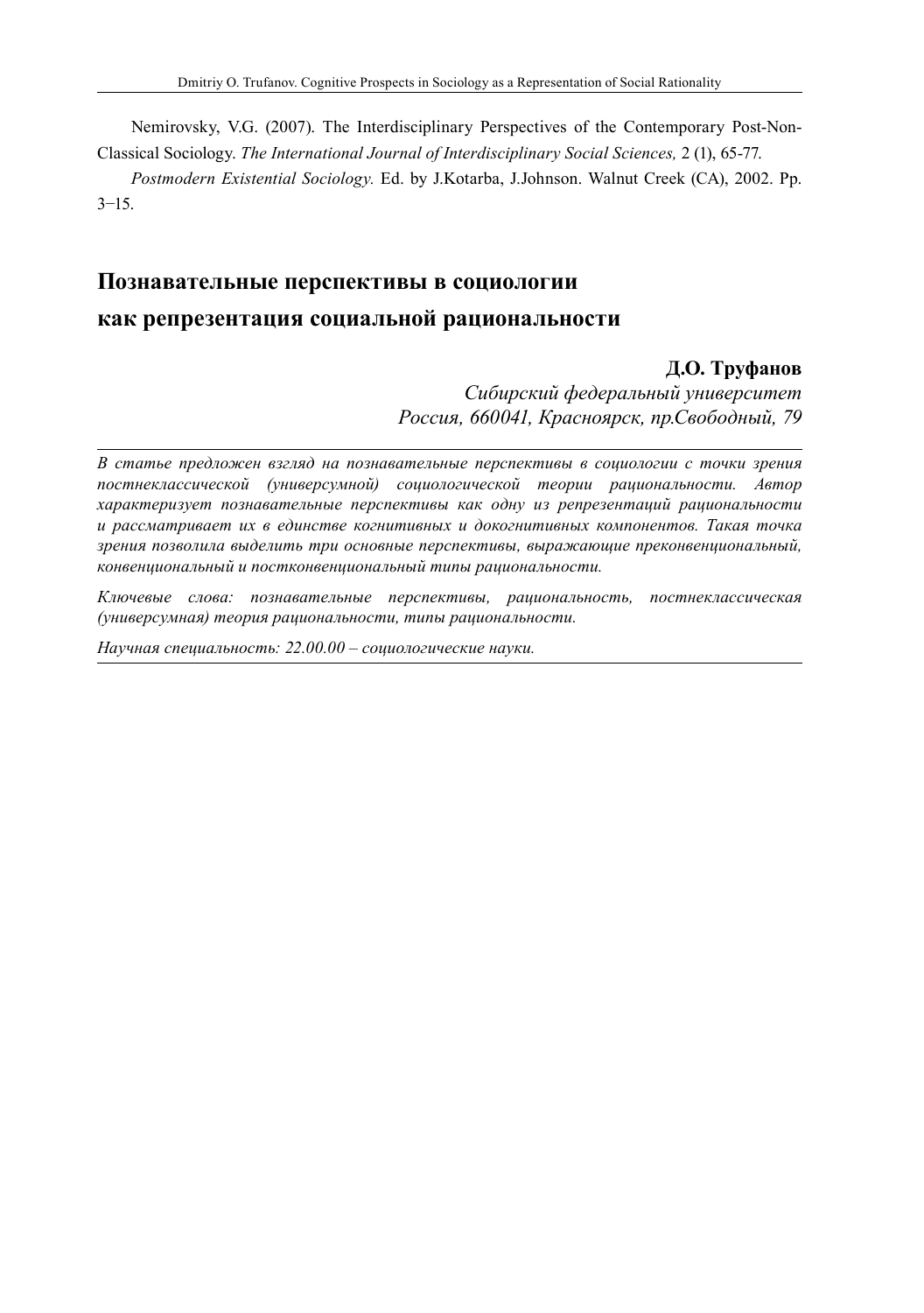Nemirovsky, V.G. (2007). The Interdisciplinary Perspectives of the Contemporary Post-Non-Classical Sociology. *The International Journal of Interdisciplinary Social Sciences,* 2 (1), 65-77.

*Postmodern Existential Sociology*. Ed. by J.Kotarba, J.Johnson. Walnut Creek (CA), 2002. Pp. 3−15.

## Познавательные перспективы в социологии как репрезентация социальной рациональности

**Д.О. Труфанов**
*Сибирский федеральный университет*
*Россия, 660041, Красноярск, пр.Свободный, 79*

---

*В статье предложен взгляд на познавательные перспективы в социологии с точки зрения постнеклассической (универсумной) социологической теории рациональности. Автор характеризует познавательные перспективы как одну из репрезентаций рациональности и рассматривает их в единстве когнитивных и докогнитивных компонентов. Такая точка зрения позволила выделить три основные перспективы, выражающие преконвенциональный, конвенциональный и постконвенциональный типы рациональности.*

*Ключевые слова: познавательные перспективы, рациональность, постнеклассическая (универсумная) теория рациональности, типы рациональности.*

*Научная специальность: 22.00.00 – социологические науки.*

---